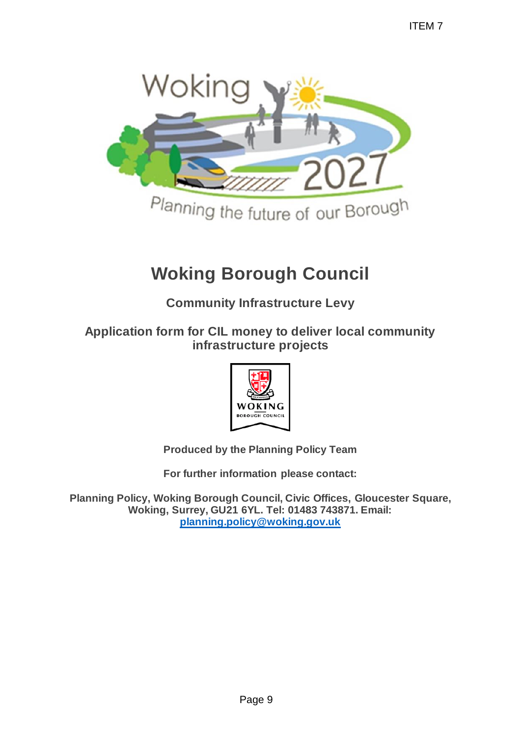# Woking Borough Council

## Community Infrastructure Levy

## Application form for CIL money to deliver local community infrastructure projects

**Produced by the Planning Policy Team**

**For further information please contact:**

**Planning Policy, Woking Borough Council, Civic Offices, Gloucester Square, Woking, Surrey, GU21 6YL. Tel: 01483 743871. Email: planning.policy@woking.gov.uk**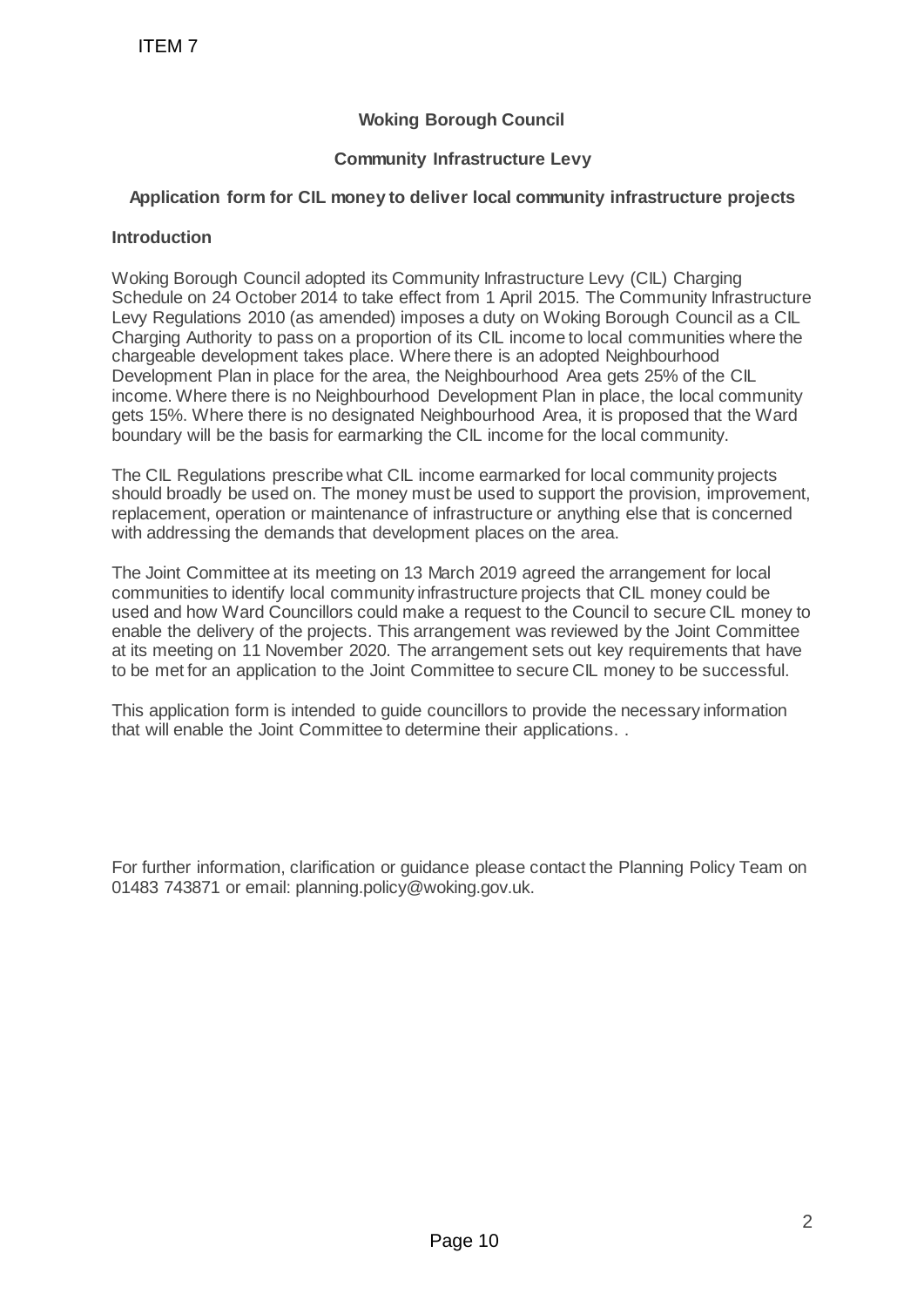ITEM 7

**Woking Borough Council**

**Community Infrastructure Levy**

**Application form for CIL money to deliver local community infrastructure projects**

**Introduction**

Woking Borough Council adopted its Community Infrastructure Levy (CIL) Charging Schedule on 24 October 2014 to take effect from 1 April 2015. The Community Infrastructure Levy Regulations 2010 (as amended) imposes a duty on Woking Borough Council as a CIL Charging Authority to pass on a proportion of its CIL income to local communities where the chargeable development takes place. Where there is an adopted Neighbourhood Development Plan in place for the area, the Neighbourhood Area gets 25% of the CIL income. Where there is no Neighbourhood Development Plan in place, the local community gets 15%. Where there is no designated Neighbourhood Area, it is proposed that the Ward boundary will be the basis for earmarking the CIL income for the local community.

The CIL Regulations prescribe what CIL income earmarked for local community projects should broadly be used on. The money must be used to support the provision, improvement, replacement, operation or maintenance of infrastructure or anything else that is concerned with addressing the demands that development places on the area.

The Joint Committee at its meeting on 13 March 2019 agreed the arrangement for local communities to identify local community infrastructure projects that CIL money could be used and how Ward Councillors could make a request to the Council to secure CIL money to enable the delivery of the projects. This arrangement was reviewed by the Joint Committee at its meeting on 11 November 2020. The arrangement sets out key requirements that have to be met for an application to the Joint Committee to secure CIL money to be successful.

This application form is intended to guide councillors to provide the necessary information that will enable the Joint Committee to determine their applications. .

For further information, clarification or guidance please contact the Planning Policy Team on 01483 743871 or email: planning.policy@woking.gov.uk.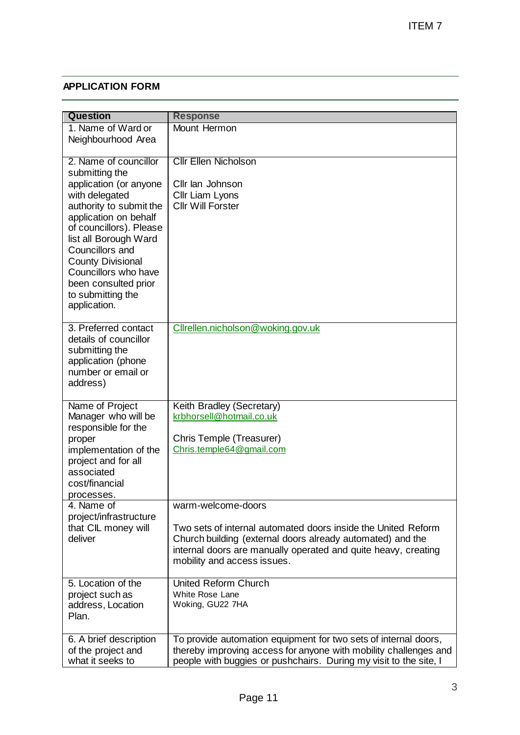## APPLICATION FORM

| Question | Response |
| --- | --- |
| 1. Name of Ward or Neighbourhood Area | Mount Hermon |
| 2. Name of councillor submitting the application (or anyone with delegated authority to submit the application on behalf of councillors). Please list all Borough Ward Councillors and County Divisional Councillors who have been consulted prior to submitting the application. | Cllr Ellen Nicholson<br><br>Cllr Ian Johnson<br>Cllr Liam Lyons<br>Cllr Will Forster |
| 3. Preferred contact details of councillor submitting the application (phone number or email or address) | Cllrellen.nicholson@woking.gov.uk |
| Name of Project Manager who will be responsible for the proper implementation of the project and for all associated cost/financial processes. | Keith Bradley (Secretary)<br>krbhorsell@hotmail.co.uk<br><br>Chris Temple (Treasurer)<br>Chris.temple64@gmail.com |
| 4. Name of project/infrastructure that CIL money will deliver | warm-welcome-doors<br><br>Two sets of internal automated doors inside the United Reform Church building (external doors already automated) and the internal doors are manually operated and quite heavy, creating mobility and access issues. |
| 5. Location of the project such as address, Location Plan. | United Reform Church<br>White Rose Lane<br>Woking, GU22 7HA |
| 6. A brief description of the project and what it seeks to | To provide automation equipment for two sets of internal doors, thereby improving access for anyone with mobility challenges and people with buggies or pushchairs. During my visit to the site, I |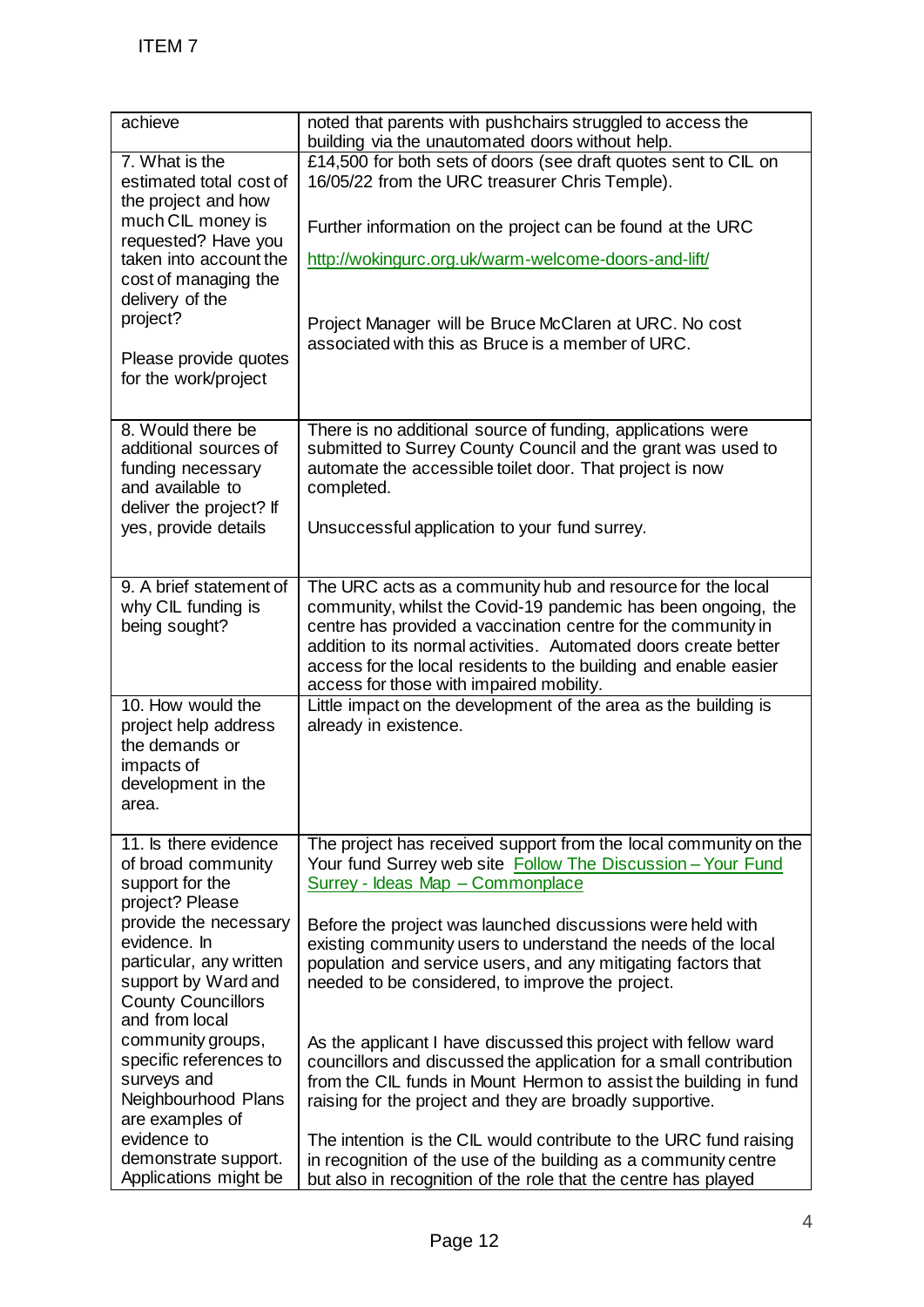| | |
|---|---|
| achieve | noted that parents with pushchairs struggled to access the building via the unautomated doors without help. |
| 7. What is the estimated total cost of the project and how much CIL money is requested? Have you taken into account the cost of managing the delivery of the project?<br><br>Please provide quotes for the work/project | £14,500 for both sets of doors (see draft quotes sent to CIL on 16/05/22 from the URC treasurer Chris Temple).<br><br>Further information on the project can be found at the URC<br><br>http://wokingurc.org.uk/warm-welcome-doors-and-lift/<br><br>Project Manager will be Bruce McClaren at URC. No cost associated with this as Bruce is a member of URC. |
| 8. Would there be additional sources of funding necessary and available to deliver the project? If yes, provide details | There is no additional source of funding, applications were submitted to Surrey County Council and the grant was used to automate the accessible toilet door. That project is now completed.<br><br>Unsuccessful application to your fund surrey. |
| 9. A brief statement of why CIL funding is being sought? | The URC acts as a community hub and resource for the local community, whilst the Covid-19 pandemic has been ongoing, the centre has provided a vaccination centre for the community in addition to its normal activities. Automated doors create better access for the local residents to the building and enable easier access for those with impaired mobility. |
| 10. How would the project help address the demands or impacts of development in the area. | Little impact on the development of the area as the building is already in existence. |
| 11. Is there evidence of broad community support for the project? Please provide the necessary evidence. In particular, any written support by Ward and County Councillors and from local community groups, specific references to surveys and Neighbourhood Plans are examples of evidence to demonstrate support. Applications might be | The project has received support from the local community on the Your fund Surrey web site [Follow The Discussion – Your Fund Surrey - Ideas Map – Commonplace]<br><br>Before the project was launched discussions were held with existing community users to understand the needs of the local population and service users, and any mitigating factors that needed to be considered, to improve the project.<br><br>As the applicant I have discussed this project with fellow ward councillors and discussed the application for a small contribution from the CIL funds in Mount Hermon to assist the building in fund raising for the project and they are broadly supportive.<br><br>The intention is the CIL would contribute to the URC fund raising in recognition of the use of the building as a community centre but also in recognition of the role that the centre has played |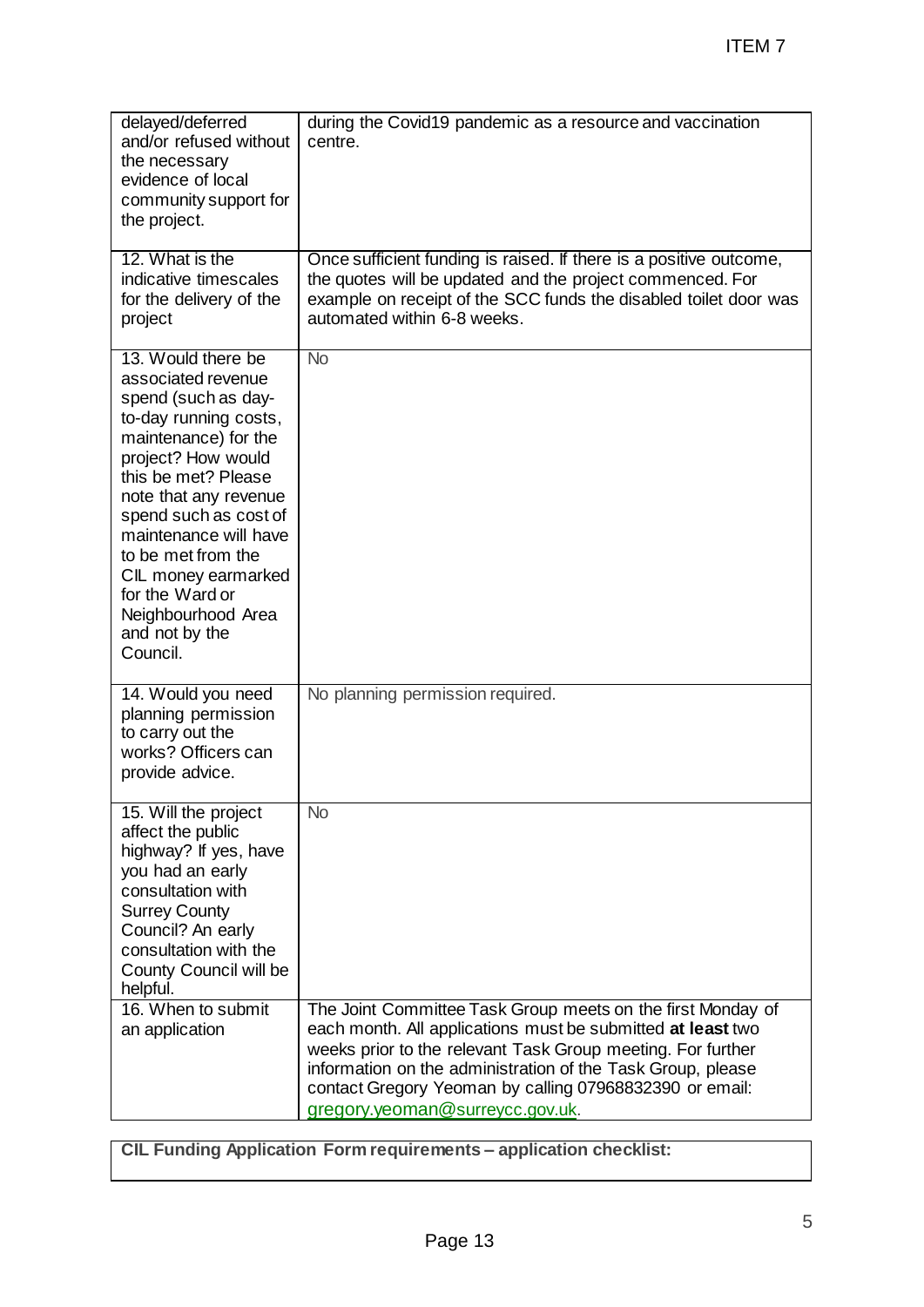| | |
|---|---|
| delayed/deferred and/or refused without the necessary evidence of local community support for the project. | during the Covid19 pandemic as a resource and vaccination centre. |
| 12. What is the indicative timescales for the delivery of the project | Once sufficient funding is raised. If there is a positive outcome, the quotes will be updated and the project commenced. For example on receipt of the SCC funds the disabled toilet door was automated within 6-8 weeks. |
| 13. Would there be associated revenue spend (such as day-to-day running costs, maintenance) for the project? How would this be met? Please note that any revenue spend such as cost of maintenance will have to be met from the CIL money earmarked for the Ward or Neighbourhood Area and not by the Council. | No |
| 14. Would you need planning permission to carry out the works? Officers can provide advice. | No planning permission required. |
| 15. Will the project affect the public highway? If yes, have you had an early consultation with Surrey County Council? An early consultation with the County Council will be helpful. | No |
| 16. When to submit an application | The Joint Committee Task Group meets on the first Monday of each month. All applications must be submitted **at least** two weeks prior to the relevant Task Group meeting. For further information on the administration of the Task Group, please contact Gregory Yeoman by calling 07968832390 or email: gregory.yeoman@surreycc.gov.uk. |

| **CIL Funding Application Form requirements – application checklist:** |
|---|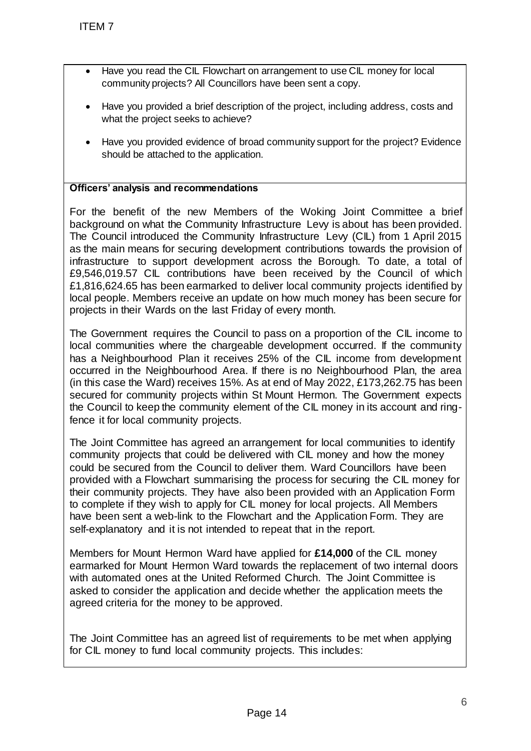- Have you read the CIL Flowchart on arrangement to use CIL money for local community projects? All Councillors have been sent a copy.
- Have you provided a brief description of the project, including address, costs and what the project seeks to achieve?
- Have you provided evidence of broad community support for the project? Evidence should be attached to the application.

**Officers' analysis and recommendations**

For the benefit of the new Members of the Woking Joint Committee a brief background on what the Community Infrastructure Levy is about has been provided. The Council introduced the Community Infrastructure Levy (CIL) from 1 April 2015 as the main means for securing development contributions towards the provision of infrastructure to support development across the Borough. To date, a total of £9,546,019.57 CIL contributions have been received by the Council of which £1,816,624.65 has been earmarked to deliver local community projects identified by local people. Members receive an update on how much money has been secure for projects in their Wards on the last Friday of every month.

The Government requires the Council to pass on a proportion of the CIL income to local communities where the chargeable development occurred. If the community has a Neighbourhood Plan it receives 25% of the CIL income from development occurred in the Neighbourhood Area. If there is no Neighbourhood Plan, the area (in this case the Ward) receives 15%. As at end of May 2022, £173,262.75 has been secured for community projects within St Mount Hermon. The Government expects the Council to keep the community element of the CIL money in its account and ring-fence it for local community projects.

The Joint Committee has agreed an arrangement for local communities to identify community projects that could be delivered with CIL money and how the money could be secured from the Council to deliver them. Ward Councillors have been provided with a Flowchart summarising the process for securing the CIL money for their community projects. They have also been provided with an Application Form to complete if they wish to apply for CIL money for local projects. All Members have been sent a web-link to the Flowchart and the Application Form. They are self-explanatory and it is not intended to repeat that in the report.

Members for Mount Hermon Ward have applied for **£14,000** of the CIL money earmarked for Mount Hermon Ward towards the replacement of two internal doors with automated ones at the United Reformed Church. The Joint Committee is asked to consider the application and decide whether the application meets the agreed criteria for the money to be approved.

The Joint Committee has an agreed list of requirements to be met when applying for CIL money to fund local community projects. This includes: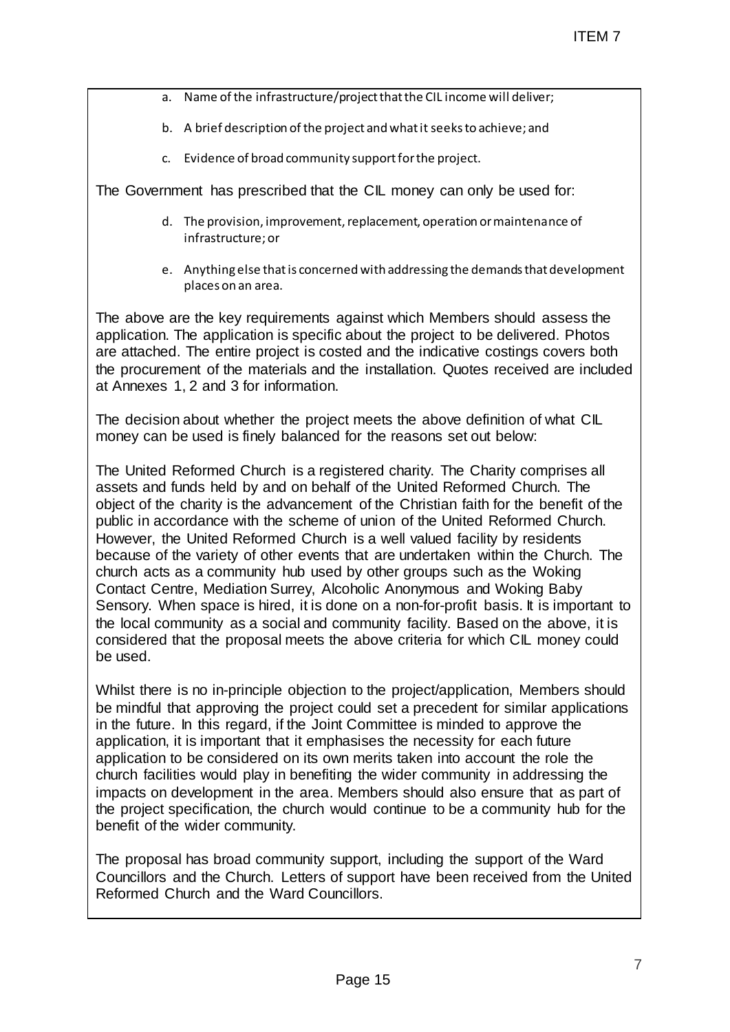a. Name of the infrastructure/project that the CIL income will deliver;

b. A brief description of the project and what it seeks to achieve; and

c. Evidence of broad community support for the project.

The Government has prescribed that the CIL money can only be used for:

d. The provision, improvement, replacement, operation or maintenance of infrastructure; or

e. Anything else that is concerned with addressing the demands that development places on an area.

The above are the key requirements against which Members should assess the application. The application is specific about the project to be delivered. Photos are attached. The entire project is costed and the indicative costings covers both the procurement of the materials and the installation. Quotes received are included at Annexes 1, 2 and 3 for information.

The decision about whether the project meets the above definition of what CIL money can be used is finely balanced for the reasons set out below:

The United Reformed Church is a registered charity. The Charity comprises all assets and funds held by and on behalf of the United Reformed Church. The object of the charity is the advancement of the Christian faith for the benefit of the public in accordance with the scheme of union of the United Reformed Church. However, the United Reformed Church is a well valued facility by residents because of the variety of other events that are undertaken within the Church. The church acts as a community hub used by other groups such as the Woking Contact Centre, Mediation Surrey, Alcoholic Anonymous and Woking Baby Sensory. When space is hired, it is done on a non-for-profit basis. It is important to the local community as a social and community facility. Based on the above, it is considered that the proposal meets the above criteria for which CIL money could be used.

Whilst there is no in-principle objection to the project/application, Members should be mindful that approving the project could set a precedent for similar applications in the future. In this regard, if the Joint Committee is minded to approve the application, it is important that it emphasises the necessity for each future application to be considered on its own merits taken into account the role the church facilities would play in benefiting the wider community in addressing the impacts on development in the area. Members should also ensure that as part of the project specification, the church would continue to be a community hub for the benefit of the wider community.

The proposal has broad community support, including the support of the Ward Councillors and the Church. Letters of support have been received from the United Reformed Church and the Ward Councillors.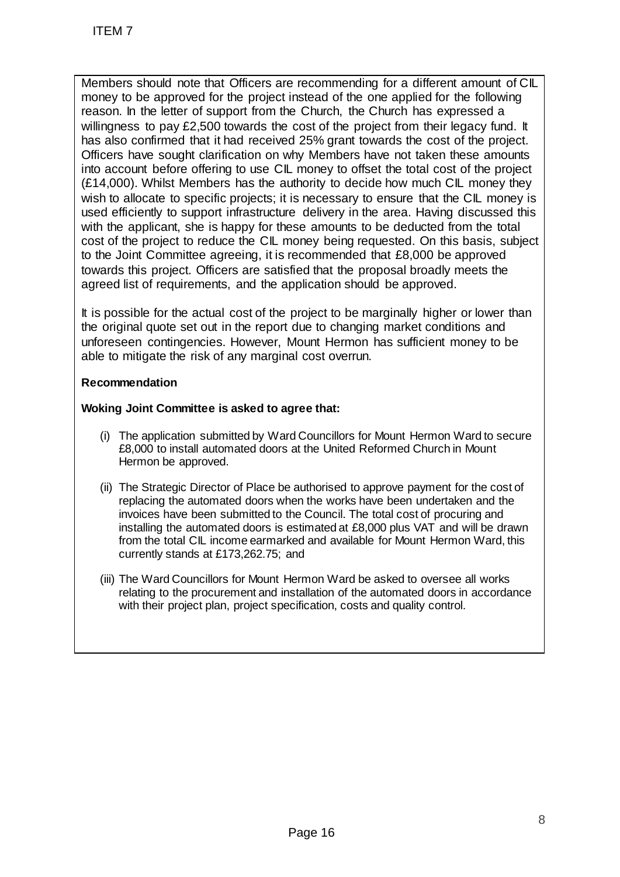ITEM 7

Members should note that Officers are recommending for a different amount of CIL money to be approved for the project instead of the one applied for the following reason. In the letter of support from the Church, the Church has expressed a willingness to pay £2,500 towards the cost of the project from their legacy fund. It has also confirmed that it had received 25% grant towards the cost of the project. Officers have sought clarification on why Members have not taken these amounts into account before offering to use CIL money to offset the total cost of the project (£14,000). Whilst Members has the authority to decide how much CIL money they wish to allocate to specific projects; it is necessary to ensure that the CIL money is used efficiently to support infrastructure delivery in the area. Having discussed this with the applicant, she is happy for these amounts to be deducted from the total cost of the project to reduce the CIL money being requested. On this basis, subject to the Joint Committee agreeing, it is recommended that £8,000 be approved towards this project. Officers are satisfied that the proposal broadly meets the agreed list of requirements, and the application should be approved.

It is possible for the actual cost of the project to be marginally higher or lower than the original quote set out in the report due to changing market conditions and unforeseen contingencies. However, Mount Hermon has sufficient money to be able to mitigate the risk of any marginal cost overrun.

**Recommendation**

**Woking Joint Committee is asked to agree that:**

(i) The application submitted by Ward Councillors for Mount Hermon Ward to secure £8,000 to install automated doors at the United Reformed Church in Mount Hermon be approved.

(ii) The Strategic Director of Place be authorised to approve payment for the cost of replacing the automated doors when the works have been undertaken and the invoices have been submitted to the Council. The total cost of procuring and installing the automated doors is estimated at £8,000 plus VAT and will be drawn from the total CIL income earmarked and available for Mount Hermon Ward, this currently stands at £173,262.75; and

(iii) The Ward Councillors for Mount Hermon Ward be asked to oversee all works relating to the procurement and installation of the automated doors in accordance with their project plan, project specification, costs and quality control.